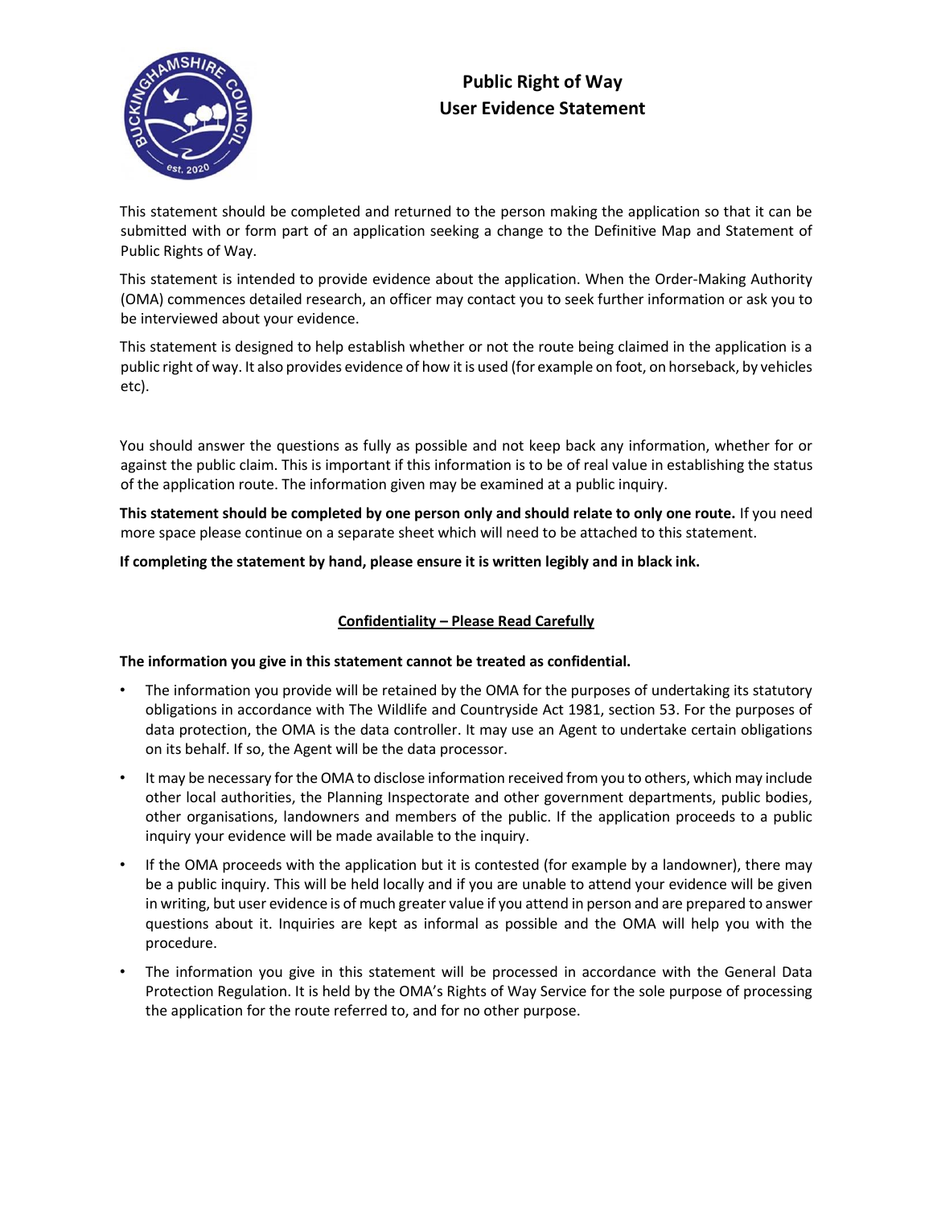# Public Right of Way
# User Evidence Statement

This statement should be completed and returned to the person making the application so that it can be submitted with or form part of an application seeking a change to the Definitive Map and Statement of Public Rights of Way.

This statement is intended to provide evidence about the application. When the Order-Making Authority (OMA) commences detailed research, an officer may contact you to seek further information or ask you to be interviewed about your evidence.

This statement is designed to help establish whether or not the route being claimed in the application is a public right of way. It also provides evidence of how it is used (for example on foot, on horseback, by vehicles etc).

You should answer the questions as fully as possible and not keep back any information, whether for or against the public claim. This is important if this information is to be of real value in establishing the status of the application route. The information given may be examined at a public inquiry.

**This statement should be completed by one person only and should relate to only one route.** If you need more space please continue on a separate sheet which will need to be attached to this statement.

**If completing the statement by hand, please ensure it is written legibly and in black ink.**

## Confidentiality – Please Read Carefully

**The information you give in this statement cannot be treated as confidential.**

- The information you provide will be retained by the OMA for the purposes of undertaking its statutory obligations in accordance with The Wildlife and Countryside Act 1981, section 53. For the purposes of data protection, the OMA is the data controller. It may use an Agent to undertake certain obligations on its behalf. If so, the Agent will be the data processor.
- It may be necessary for the OMA to disclose information received from you to others, which may include other local authorities, the Planning Inspectorate and other government departments, public bodies, other organisations, landowners and members of the public. If the application proceeds to a public inquiry your evidence will be made available to the inquiry.
- If the OMA proceeds with the application but it is contested (for example by a landowner), there may be a public inquiry. This will be held locally and if you are unable to attend your evidence will be given in writing, but user evidence is of much greater value if you attend in person and are prepared to answer questions about it. Inquiries are kept as informal as possible and the OMA will help you with the procedure.
- The information you give in this statement will be processed in accordance with the General Data Protection Regulation. It is held by the OMA's Rights of Way Service for the sole purpose of processing the application for the route referred to, and for no other purpose.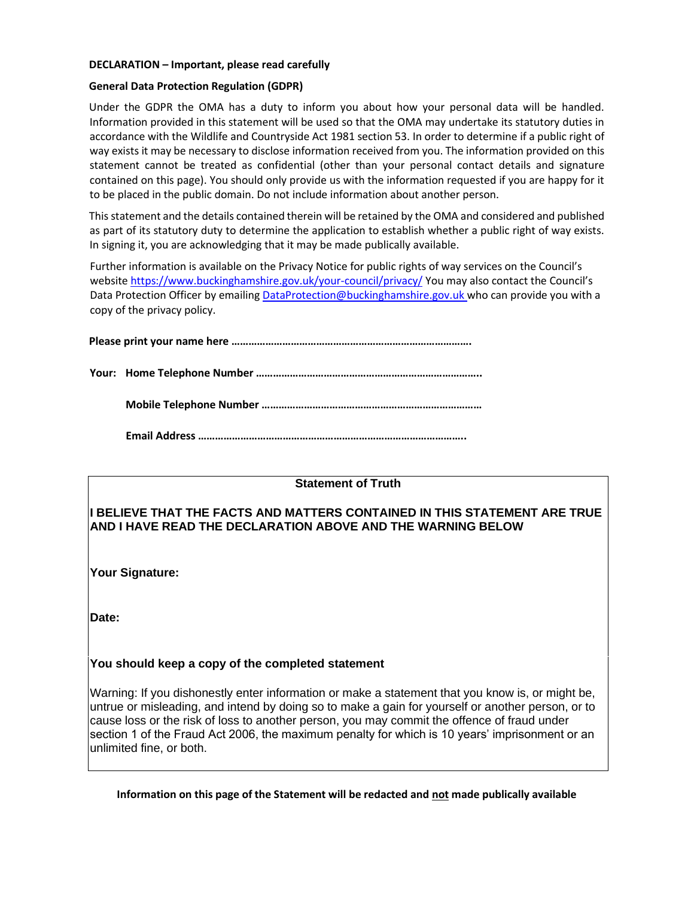**DECLARATION – Important, please read carefully**

**General Data Protection Regulation (GDPR)**

Under the GDPR the OMA has a duty to inform you about how your personal data will be handled. Information provided in this statement will be used so that the OMA may undertake its statutory duties in accordance with the Wildlife and Countryside Act 1981 section 53. In order to determine if a public right of way exists it may be necessary to disclose information received from you. The information provided on this statement cannot be treated as confidential (other than your personal contact details and signature contained on this page). You should only provide us with the information requested if you are happy for it to be placed in the public domain. Do not include information about another person.

This statement and the details contained therein will be retained by the OMA and considered and published as part of its statutory duty to determine the application to establish whether a public right of way exists. In signing it, you are acknowledging that it may be made publically available.

Further information is available on the Privacy Notice for public rights of way services on the Council's website https://www.buckinghamshire.gov.uk/your-council/privacy/ You may also contact the Council's Data Protection Officer by emailing DataProtection@buckinghamshire.gov.uk who can provide you with a copy of the privacy policy.

**Please print your name here ………………………………………………………………………….**

**Your: Home Telephone Number ……………………………………………………………………..**

**Mobile Telephone Number …………………………………………………………………**

**Email Address ……………………………………………………………………………….**

**Statement of Truth**

**I BELIEVE THAT THE FACTS AND MATTERS CONTAINED IN THIS STATEMENT ARE TRUE AND I HAVE READ THE DECLARATION ABOVE AND THE WARNING BELOW**

**Your Signature:**

**Date:**

**You should keep a copy of the completed statement**

Warning: If you dishonestly enter information or make a statement that you know is, or might be, untrue or misleading, and intend by doing so to make a gain for yourself or another person, or to cause loss or the risk of loss to another person, you may commit the offence of fraud under section 1 of the Fraud Act 2006, the maximum penalty for which is 10 years' imprisonment or an unlimited fine, or both.

**Information on this page of the Statement will be redacted and not made publically available**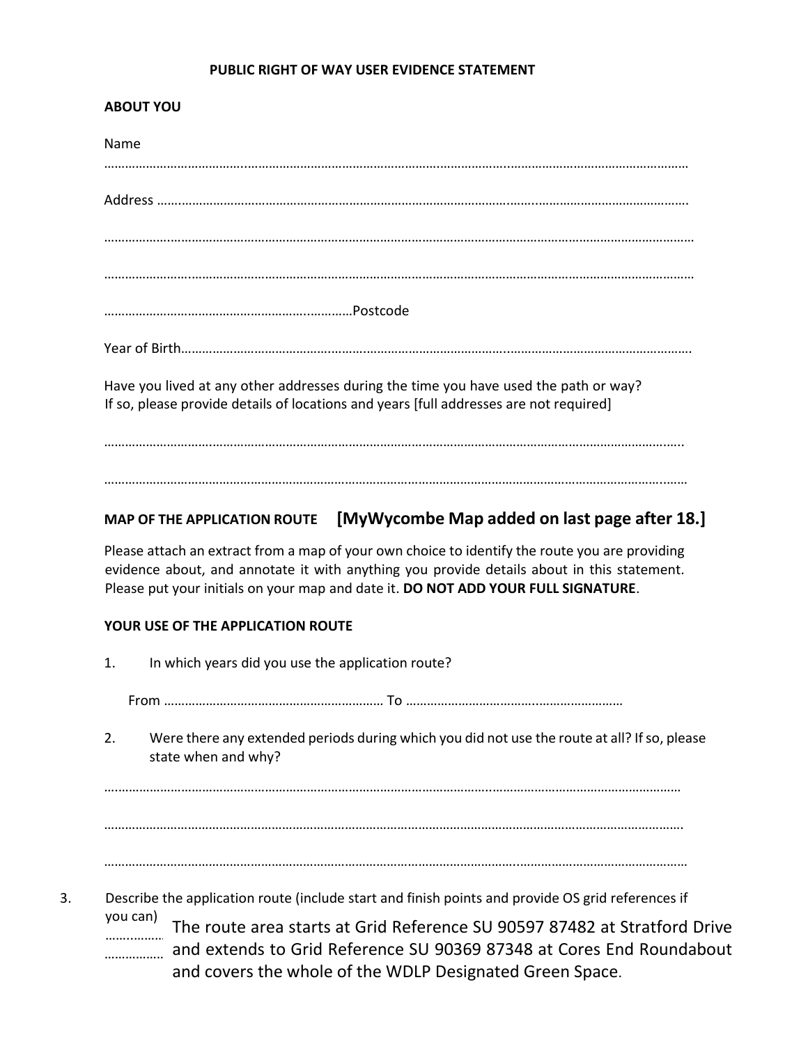**PUBLIC RIGHT OF WAY USER EVIDENCE STATEMENT**

**ABOUT YOU**

Name

……………………………………………………………………………………………………………………………………………

Address ……………………………………………………………………………………………………………………………………

……………………………………………………………………………………………………………………………………………

……………………………………………………………………………………………………………………………………………

………………………………………………………………Postcode

Year of Birth……………………………………………………………………………………………………………………………

Have you lived at any other addresses during the time you have used the path or way?
If so, please provide details of locations and years [full addresses are not required]

……………………………………………………………………………………………………………………………………………

……………………………………………………………………………………………………………………………………………

**MAP OF THE APPLICATION ROUTE** **[MyWycombe Map added on last page after 18.]**

Please attach an extract from a map of your own choice to identify the route you are providing evidence about, and annotate it with anything you provide details about in this statement. Please put your initials on your map and date it. **DO NOT ADD YOUR FULL SIGNATURE**.

**YOUR USE OF THE APPLICATION ROUTE**

1. In which years did you use the application route?

From ……………………………………………………… To ………………………………………………………

2. Were there any extended periods during which you did not use the route at all? If so, please state when and why?

……………………………………………………………………………………………………………………………………………

……………………………………………………………………………………………………………………………………………

……………………………………………………………………………………………………………………………………………

3. Describe the application route (include start and finish points and provide OS grid references if you can)

The route area starts at Grid Reference SU 90597 87482 at Stratford Drive and extends to Grid Reference SU 90369 87348 at Cores End Roundabout and covers the whole of the WDLP Designated Green Space.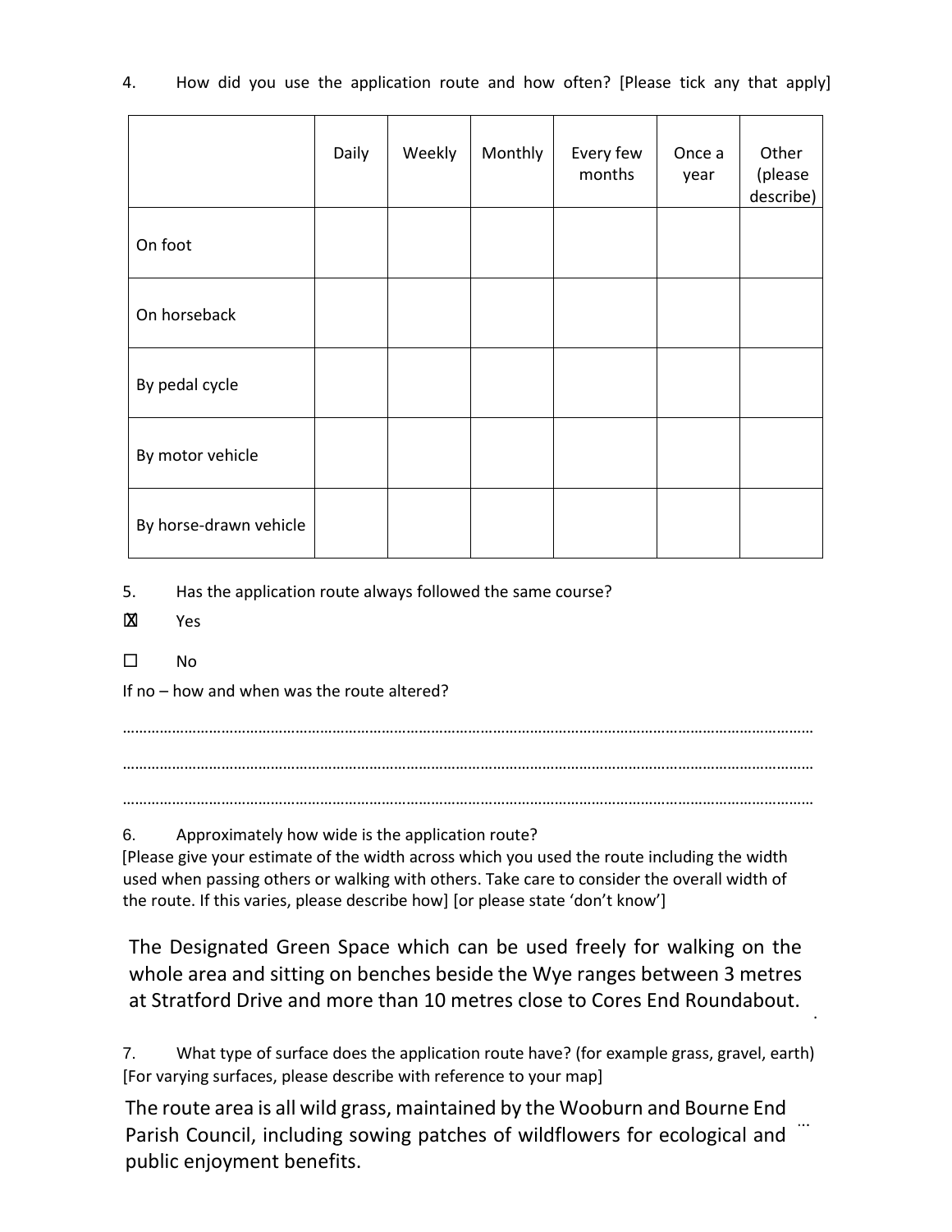4. How did you use the application route and how often? [Please tick any that apply]

| | Daily | Weekly | Monthly | Every few months | Once a year | Other (please describe) |
|---|---|---|---|---|---|---|
| On foot | | | | | | |
| On horseback | | | | | | |
| By pedal cycle | | | | | | |
| By motor vehicle | | | | | | |
| By horse-drawn vehicle | | | | | | |

5. Has the application route always followed the same course?

☒ Yes

☐ No

If no – how and when was the route altered?

…………………………………………………………………………………………………………………………………………………

…………………………………………………………………………………………………………………………………………………

…………………………………………………………………………………………………………………………………………………

6. Approximately how wide is the application route?
[Please give your estimate of the width across which you used the route including the width used when passing others or walking with others. Take care to consider the overall width of the route. If this varies, please describe how] [or please state 'don't know']

The Designated Green Space which can be used freely for walking on the whole area and sitting on benches beside the Wye ranges between 3 metres at Stratford Drive and more than 10 metres close to Cores End Roundabout.

7. What type of surface does the application route have? (for example grass, gravel, earth)
[For varying surfaces, please describe with reference to your map]

The route area is all wild grass, maintained by the Wooburn and Bourne End Parish Council, including sowing patches of wildflowers for ecological and public enjoyment benefits.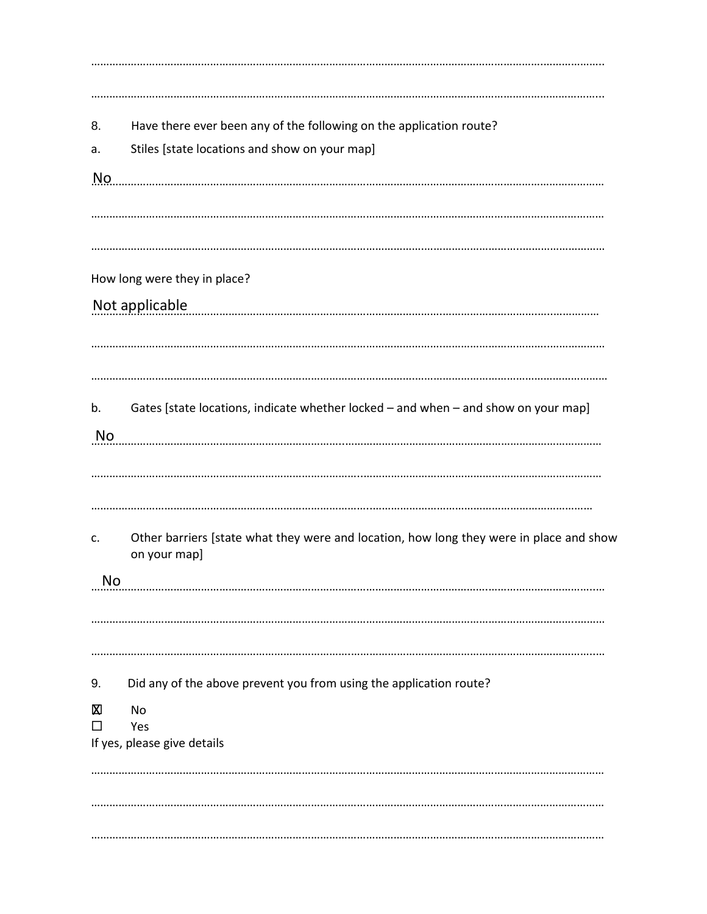……………………………………………………………………………………………………………………………………………

……………………………………………………………………………………………………………………………………………

8. Have there ever been any of the following on the application route?

a. Stiles [state locations and show on your map]

No……………………………………………………………………………………………………………………………………………

……………………………………………………………………………………………………………………………………………

……………………………………………………………………………………………………………………………………………

How long were they in place?

Not applicable……………………………………………………………………………………………………………………………

……………………………………………………………………………………………………………………………………………

……………………………………………………………………………………………………………………………………………

b. Gates [state locations, indicate whether locked – and when – and show on your map]

No……………………………………………………………………………………………………………………………………………

……………………………………………………………………………………………………………………………………………

……………………………………………………………………………………………………………………………………………

c. Other barriers [state what they were and location, how long they were in place and show on your map]

No……………………………………………………………………………………………………………………………………………

……………………………………………………………………………………………………………………………………………

……………………………………………………………………………………………………………………………………………

9. Did any of the above prevent you from using the application route?

☒ No
☐ Yes

If yes, please give details

……………………………………………………………………………………………………………………………………………

……………………………………………………………………………………………………………………………………………

……………………………………………………………………………………………………………………………………………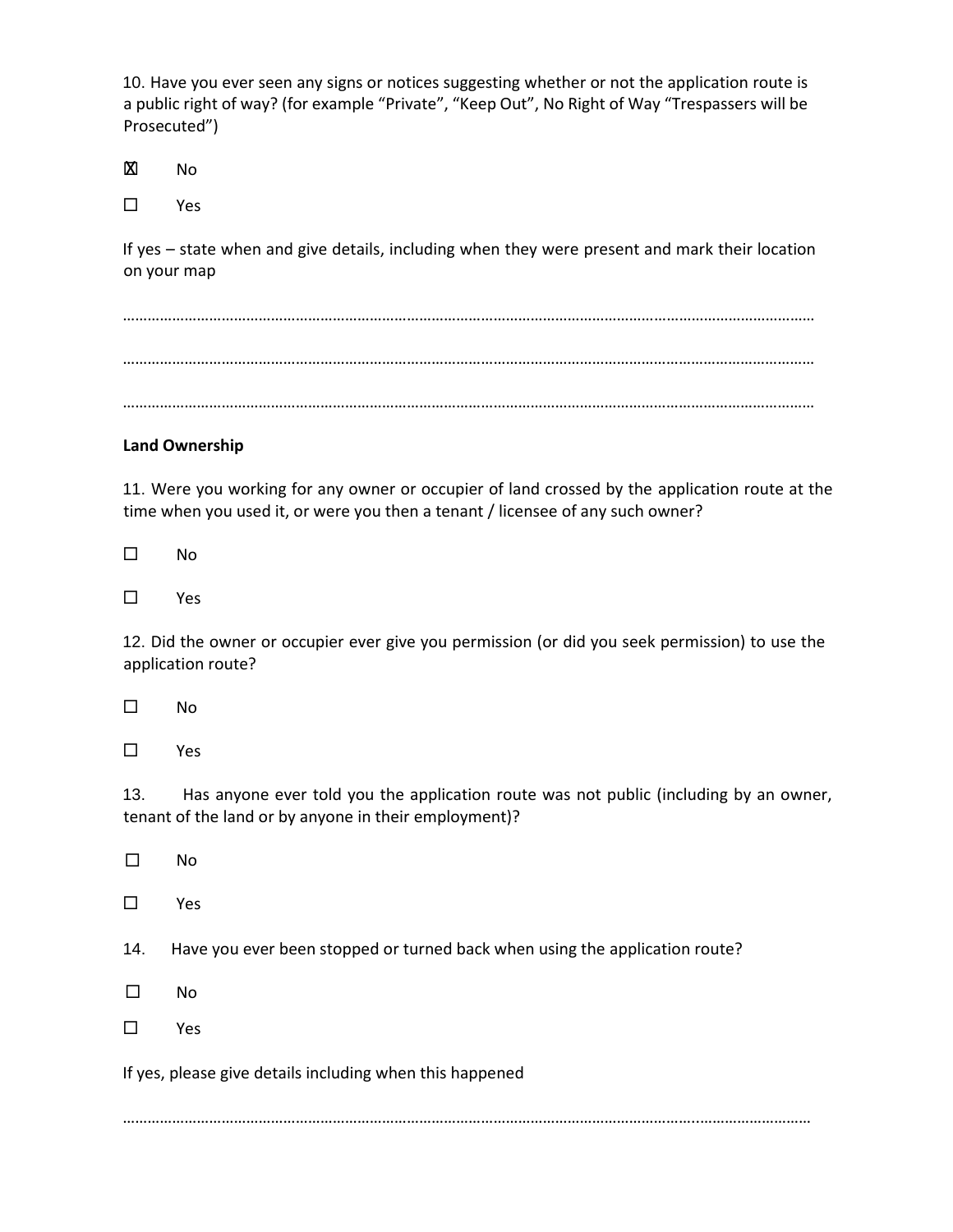10. Have you ever seen any signs or notices suggesting whether or not the application route is a public right of way? (for example "Private", "Keep Out", No Right of Way "Trespassers will be Prosecuted")

☒ No

☐ Yes

If yes – state when and give details, including when they were present and mark their location on your map

……………………………………………………………………………………………………………………………………………

……………………………………………………………………………………………………………………………………………

……………………………………………………………………………………………………………………………………………

**Land Ownership**

11. Were you working for any owner or occupier of land crossed by the application route at the time when you used it, or were you then a tenant / licensee of any such owner?

☐ No

☐ Yes

12. Did the owner or occupier ever give you permission (or did you seek permission) to use the application route?

☐ No

☐ Yes

13. Has anyone ever told you the application route was not public (including by an owner, tenant of the land or by anyone in their employment)?

☐ No

☐ Yes

14. Have you ever been stopped or turned back when using the application route?

☐ No

☐ Yes

If yes, please give details including when this happened

……………………………………………………………………………………………………………………………………………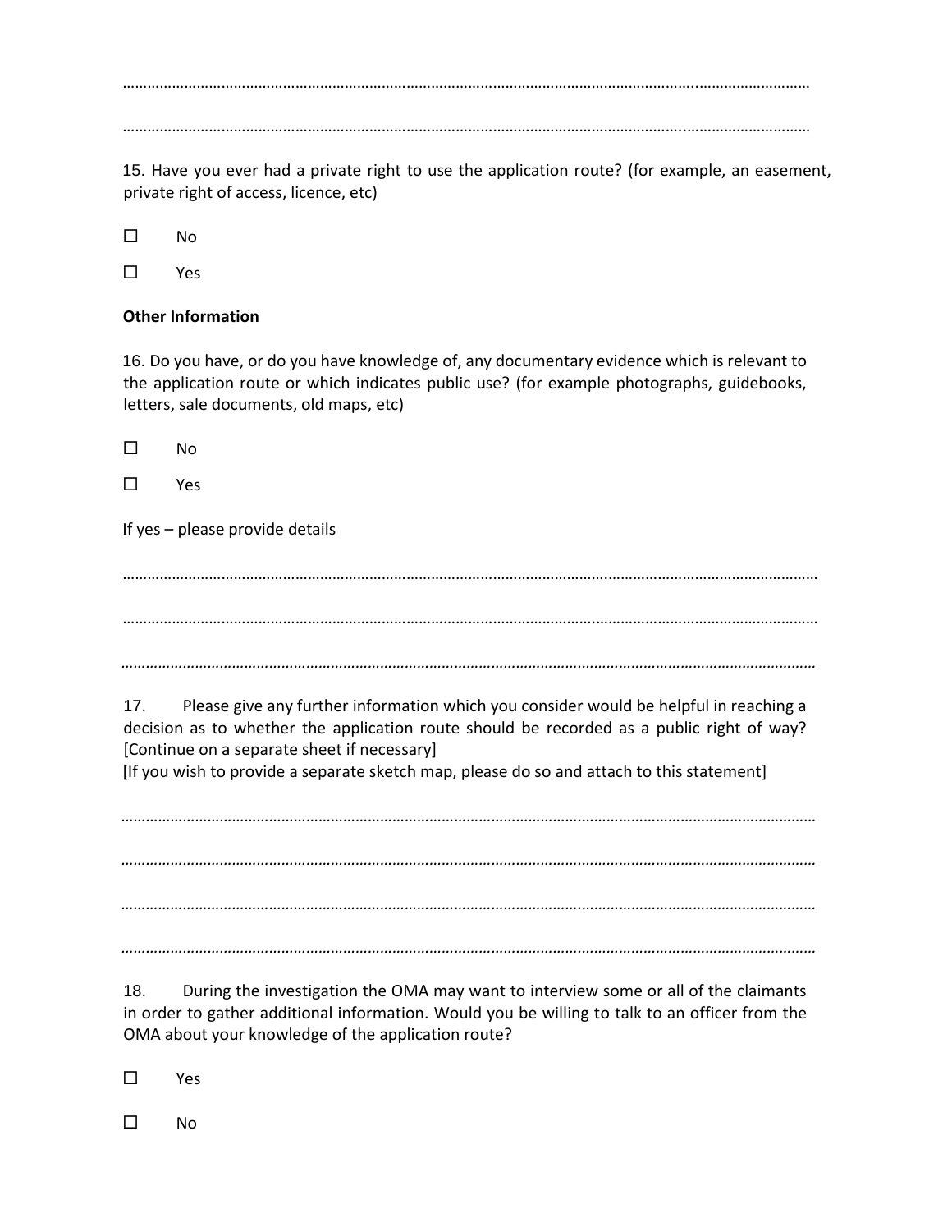……………………………………………………………………………………………………………………………………………

……………………………………………………………………………………………………………………………………………

15. Have you ever had a private right to use the application route? (for example, an easement, private right of access, licence, etc)

☐ No

☐ Yes

**Other Information**

16. Do you have, or do you have knowledge of, any documentary evidence which is relevant to the application route or which indicates public use? (for example photographs, guidebooks, letters, sale documents, old maps, etc)

☐ No

☐ Yes

If yes – please provide details

……………………………………………………………………………………………………………………………………………

……………………………………………………………………………………………………………………………………………

……………………………………………………………………………………………………………………………………………

17. Please give any further information which you consider would be helpful in reaching a decision as to whether the application route should be recorded as a public right of way? [Continue on a separate sheet if necessary]
[If you wish to provide a separate sketch map, please do so and attach to this statement]

……………………………………………………………………………………………………………………………………………

……………………………………………………………………………………………………………………………………………

……………………………………………………………………………………………………………………………………………

……………………………………………………………………………………………………………………………………………

18. During the investigation the OMA may want to interview some or all of the claimants in order to gather additional information. Would you be willing to talk to an officer from the OMA about your knowledge of the application route?

☐ Yes

☐ No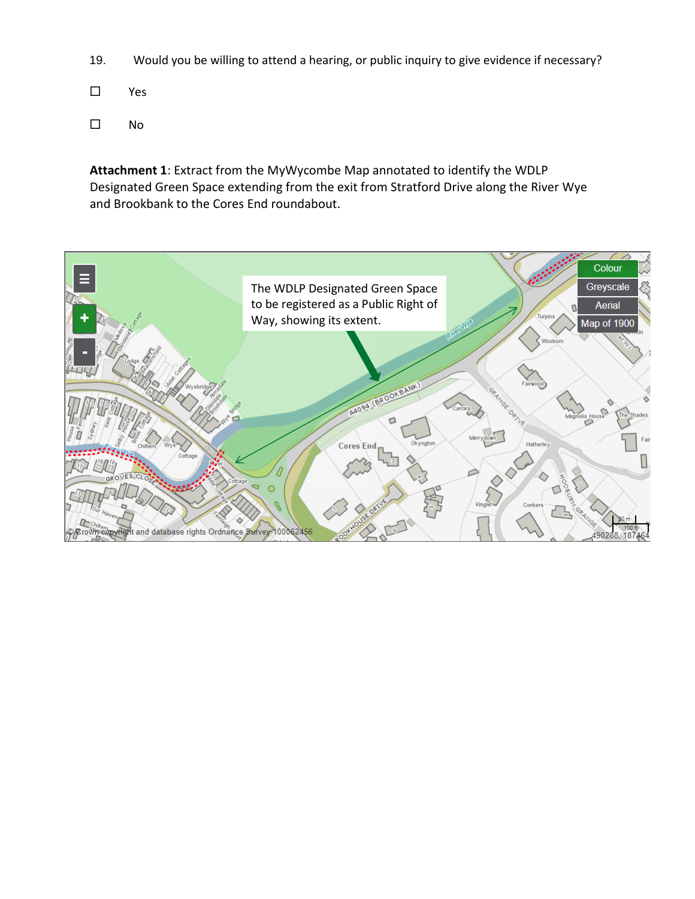19. Would you be willing to attend a hearing, or public inquiry to give evidence if necessary?

☐ Yes

☐ No

**Attachment 1**: Extract from the MyWycombe Map annotated to identify the WDLP Designated Green Space extending from the exit from Stratford Drive along the River Wye and Brookbank to the Cores End roundabout.

The WDLP Designated Green Space to be registered as a Public Right of Way, showing its extent.

Colour
Greyscale
Aerial
Map of 1900

River Wye
A4094 (BROOKBANK)
Cores End
GRANGE DRIVE
GROVES CLOSE
WOOBURN GRANGE
BROOKHOUSE DRIVE

© Crown copyright and database rights Ordnance Survey 100062456

490288, 187464